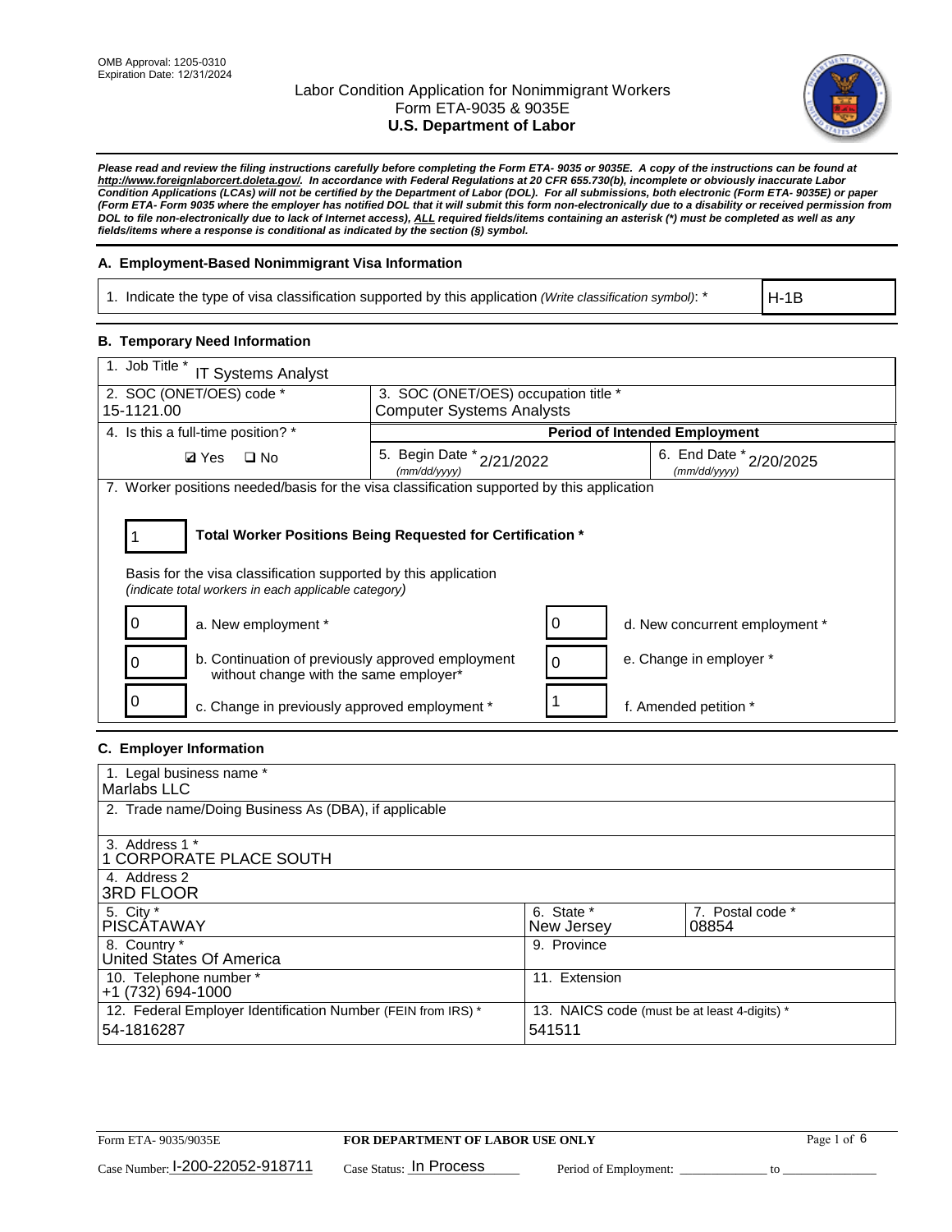OMB Approval: 1205-0310
Expiration Date: 12/31/2024

# Labor Condition Application for Nonimmigrant Workers
## Form ETA-9035 & 9035E
## U.S. Department of Labor

***Please read and review the filing instructions carefully before completing the Form ETA- 9035 or 9035E. A copy of the instructions can be found at http://www.foreignlaborcert.doleta.gov/. In accordance with Federal Regulations at 20 CFR 655.730(b), incomplete or obviously inaccurate Labor Condition Applications (LCAs) will not be certified by the Department of Labor (DOL). For all submissions, both electronic (Form ETA- 9035E) or paper (Form ETA- Form 9035 where the employer has notified DOL that it will submit this form non-electronically due to a disability or received permission from DOL to file non-electronically due to lack of Internet access), ALL required fields/items containing an asterisk (*) must be completed as well as any fields/items where a response is conditional as indicated by the section (§) symbol.***

### A. Employment-Based Nonimmigrant Visa Information

| 1. Indicate the type of visa classification supported by this application *(Write classification symbol)*: * | H-1B |
|---|---|

### B. Temporary Need Information

| 1. Job Title * IT Systems Analyst | | |
|---|---|---|
| 2. SOC (ONET/OES) code * 15-1121.00 | 3. SOC (ONET/OES) occupation title * Computer Systems Analysts | |
| 4. Is this a full-time position? * | **Period of Intended Employment** | |
| ☑ Yes ☐ No | 5. Begin Date * (mm/dd/yyyy) 2/21/2022 | 6. End Date * (mm/dd/yyyy) 2/20/2025 |

7. Worker positions needed/basis for the visa classification supported by this application

**1** — **Total Worker Positions Being Requested for Certification ***

Basis for the visa classification supported by this application
*(indicate total workers in each applicable category)*

| Count | Category | Count | Category |
|---|---|---|---|
| 0 | a. New employment * | 0 | d. New concurrent employment * |
| 0 | b. Continuation of previously approved employment without change with the same employer* | 0 | e. Change in employer * |
| 0 | c. Change in previously approved employment * | 1 | f. Amended petition * |

### C. Employer Information

| 1. Legal business name * Marlabs LLC | | |
|---|---|---|
| 2. Trade name/Doing Business As (DBA), if applicable | | |
| 3. Address 1 * 1 CORPORATE PLACE SOUTH | | |
| 4. Address 2 3RD FLOOR | | |
| 5. City * PISCATAWAY | 6. State * New Jersey | 7. Postal code * 08854 |
| 8. Country * United States Of America | 9. Province | |
| 10. Telephone number * +1 (732) 694-1000 | 11. Extension | |
| 12. Federal Employer Identification Number (FEIN from IRS) * 54-1816287 | 13. NAICS code (must be at least 4-digits) * 541511 | |

Form ETA- 9035/9035E — **FOR DEPARTMENT OF LABOR USE ONLY**

Case Number: I-200-22052-918711 Case Status: In Process Period of Employment: _____________ to _____________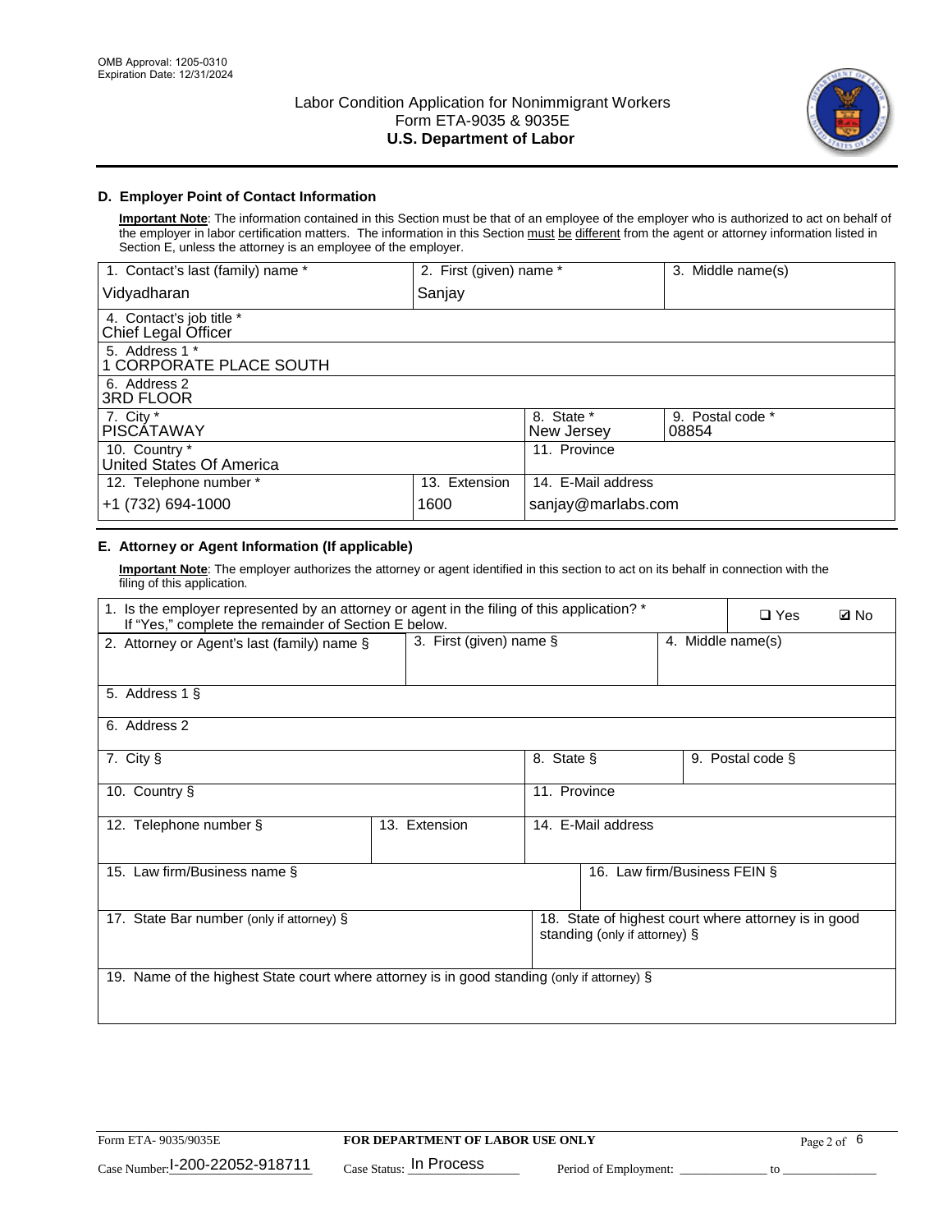## D. Employer Point of Contact Information

**Important Note**: The information contained in this Section must be that of an employee of the employer who is authorized to act on behalf of the employer in labor certification matters. The information in this Section must be different from the agent or attorney information listed in Section E, unless the attorney is an employee of the employer.

| 1. Contact's last (family) name * | 2. First (given) name * | 3. Middle name(s) |
|---|---|---|
| Vidyadharan | Sanjay | |

| 4. Contact's job title * |
|---|
| Chief Legal Officer |

| 5. Address 1 * |
|---|
| 1 CORPORATE PLACE SOUTH |

| 6. Address 2 |
|---|
| 3RD FLOOR |

| 7. City * | 8. State * | 9. Postal code * |
|---|---|---|
| PISCATAWAY | New Jersey | 08854 |

| 10. Country * | 11. Province |
|---|---|
| United States Of America | |

| 12. Telephone number * | 13. Extension | 14. E-Mail address |
|---|---|---|
| +1 (732) 694-1000 | 1600 | sanjay@marlabs.com |

## E. Attorney or Agent Information (If applicable)

**Important Note**: The employer authorizes the attorney or agent identified in this section to act on its behalf in connection with the filing of this application.

| 1. Is the employer represented by an attorney or agent in the filing of this application? * If "Yes," complete the remainder of Section E below. | ❑ Yes | ☑ No |
|---|---|---|

| 2. Attorney or Agent's last (family) name § | 3. First (given) name § | 4. Middle name(s) |
|---|---|---|
| | | |

| 5. Address 1 § |
|---|
| |

| 6. Address 2 |
|---|
| |

| 7. City § | 8. State § | 9. Postal code § |
|---|---|---|
| | | |

| 10. Country § | 11. Province |
|---|---|
| | |

| 12. Telephone number § | 13. Extension | 14. E-Mail address |
|---|---|---|
| | | |

| 15. Law firm/Business name § | 16. Law firm/Business FEIN § |
|---|---|
| | |

| 17. State Bar number (only if attorney) § | 18. State of highest court where attorney is in good standing (only if attorney) § |
|---|---|
| | |

| 19. Name of the highest State court where attorney is in good standing (only if attorney) § |
|---|
| |

Form ETA- 9035/9035E | **FOR DEPARTMENT OF LABOR USE ONLY**

Case Number: I-200-22052-918711 Case Status: In Process Period of Employment: _____________ to _______________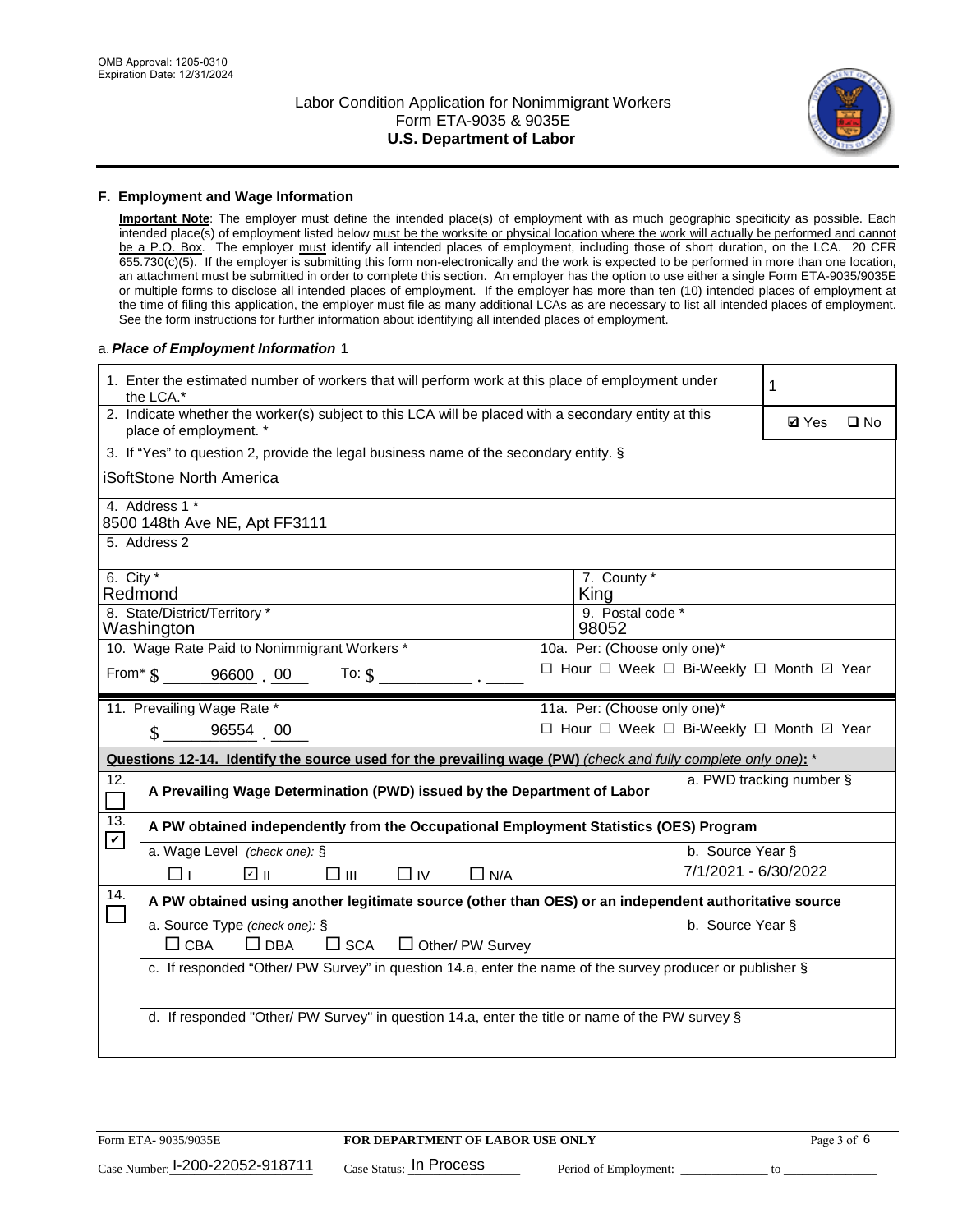OMB Approval: 1205-0310
Expiration Date: 12/31/2024

# Labor Condition Application for Nonimmigrant Workers
## Form ETA-9035 & 9035E
## U.S. Department of Labor

### F. Employment and Wage Information

**Important Note**: The employer must define the intended place(s) of employment with as much geographic specificity as possible. Each intended place(s) of employment listed below must be the worksite or physical location where the work will actually be performed and cannot be a P.O. Box. The employer must identify all intended places of employment, including those of short duration, on the LCA. 20 CFR 655.730(c)(5). If the employer is submitting this form non-electronically and the work is expected to be performed in more than one location, an attachment must be submitted in order to complete this section. An employer has the option to use either a single Form ETA-9035/9035E or multiple forms to disclose all intended places of employment. If the employer has more than ten (10) intended places of employment at the time of filing this application, the employer must file as many additional LCAs as are necessary to list all intended places of employment. See the form instructions for further information about identifying all intended places of employment.

a. ***Place of Employment Information*** 1

| | |
|---|---|
| 1. Enter the estimated number of workers that will perform work at this place of employment under the LCA.* | 1 |
| 2. Indicate whether the worker(s) subject to this LCA will be placed with a secondary entity at this place of employment. * | ☑ Yes ☐ No |
| 3. If "Yes" to question 2, provide the legal business name of the secondary entity. § iSoftStone North America | |
| 4. Address 1 * 8500 148th Ave NE, Apt FF3111 | |
| 5. Address 2 | |
| 6. City * Redmond | 7. County * King |
| 8. State/District/Territory * Washington | 9. Postal code * 98052 |
| 10. Wage Rate Paid to Nonimmigrant Workers * From* $ 96600 . 00 To: $ ____ . ____ | 10a. Per: (Choose only one)* ☐ Hour ☐ Week ☐ Bi-Weekly ☐ Month ☑ Year |
| 11. Prevailing Wage Rate * $ 96554 . 00 | 11a. Per: (Choose only one)* ☐ Hour ☐ Week ☐ Bi-Weekly ☐ Month ☑ Year |

**Questions 12-14. Identify the source used for the prevailing wage (PW)** *(check and fully complete only one)*: *

| | | |
|---|---|---|
| 12. ☐ | A Prevailing Wage Determination (PWD) issued by the Department of Labor | a. PWD tracking number § |
| 13. ☑ | A PW obtained independently from the Occupational Employment Statistics (OES) Program | |
| | a. Wage Level *(check one)*: § ☐ I ☑ II ☐ III ☐ IV ☐ N/A | b. Source Year § 7/1/2021 - 6/30/2022 |
| 14. ☐ | A PW obtained using another legitimate source (other than OES) or an independent authoritative source | |
| | a. Source Type *(check one)*: § ☐ CBA ☐ DBA ☐ SCA ☐ Other/ PW Survey | b. Source Year § |
| | c. If responded "Other/ PW Survey" in question 14.a, enter the name of the survey producer or publisher § | |
| | d. If responded "Other/ PW Survey" in question 14.a, enter the title or name of the PW survey § | |

Form ETA- 9035/9035E | FOR DEPARTMENT OF LABOR USE ONLY

Case Number: I-200-22052-918711 Case Status: In Process Period of Employment: ____________ to ____________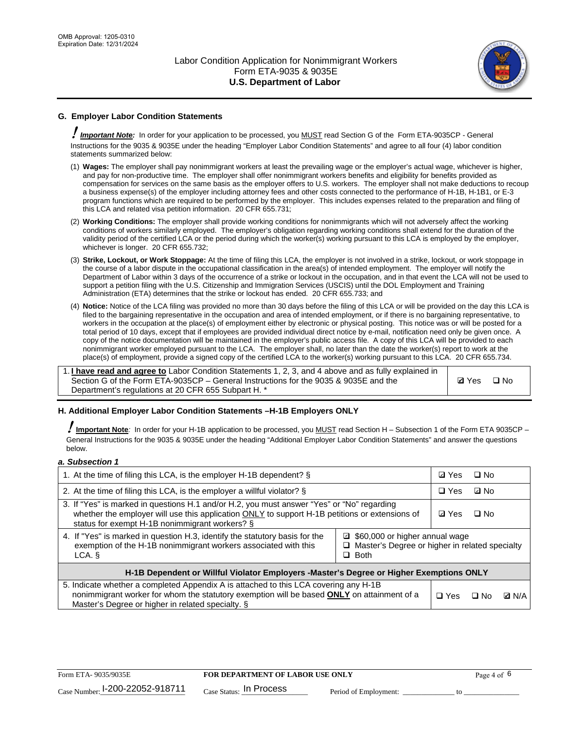## G. Employer Labor Condition Statements

**! *Important Note:*** In order for your application to be processed, you MUST read Section G of the Form ETA-9035CP - General Instructions for the 9035 & 9035E under the heading "Employer Labor Condition Statements" and agree to all four (4) labor condition statements summarized below:

(1) **Wages:** The employer shall pay nonimmigrant workers at least the prevailing wage or the employer's actual wage, whichever is higher, and pay for non-productive time. The employer shall offer nonimmigrant workers benefits and eligibility for benefits provided as compensation for services on the same basis as the employer offers to U.S. workers. The employer shall not make deductions to recoup a business expense(s) of the employer including attorney fees and other costs connected to the performance of H-1B, H-1B1, or E-3 program functions which are required to be performed by the employer. This includes expenses related to the preparation and filing of this LCA and related visa petition information. 20 CFR 655.731;

(2) **Working Conditions:** The employer shall provide working conditions for nonimmigrants which will not adversely affect the working conditions of workers similarly employed. The employer's obligation regarding working conditions shall extend for the duration of the validity period of the certified LCA or the period during which the worker(s) working pursuant to this LCA is employed by the employer, whichever is longer. 20 CFR 655.732;

(3) **Strike, Lockout, or Work Stoppage:** At the time of filing this LCA, the employer is not involved in a strike, lockout, or work stoppage in the course of a labor dispute in the occupational classification in the area(s) of intended employment. The employer will notify the Department of Labor within 3 days of the occurrence of a strike or lockout in the occupation, and in that event the LCA will not be used to support a petition filing with the U.S. Citizenship and Immigration Services (USCIS) until the DOL Employment and Training Administration (ETA) determines that the strike or lockout has ended. 20 CFR 655.733; and

(4) **Notice:** Notice of the LCA filing was provided no more than 30 days before the filing of this LCA or will be provided on the day this LCA is filed to the bargaining representative in the occupation and area of intended employment, or if there is no bargaining representative, to workers in the occupation at the place(s) of employment either by electronic or physical posting. This notice was or will be posted for a total period of 10 days, except that if employees are provided individual direct notice by e-mail, notification need only be given once. A copy of the notice documentation will be maintained in the employer's public access file. A copy of this LCA will be provided to each nonimmigrant worker employed pursuant to the LCA. The employer shall, no later than the date the worker(s) report to work at the place(s) of employment, provide a signed copy of the certified LCA to the worker(s) working pursuant to this LCA. 20 CFR 655.734.

| | |
|---|---|
| 1. **I have read and agree to** Labor Condition Statements 1, 2, 3, and 4 above and as fully explained in Section G of the Form ETA-9035CP – General Instructions for the 9035 & 9035E and the Department's regulations at 20 CFR 655 Subpart H. * | ☑ Yes ☐ No |

## H. Additional Employer Labor Condition Statements –H-1B Employers ONLY

**! Important Note**: In order for your H-1B application to be processed, you MUST read Section H – Subsection 1 of the Form ETA 9035CP – General Instructions for the 9035 & 9035E under the heading "Additional Employer Labor Condition Statements" and answer the questions below.

***a. Subsection 1***

| | |
|---|---|
| 1. At the time of filing this LCA, is the employer H-1B dependent? § | ☑ Yes ☐ No |
| 2. At the time of filing this LCA, is the employer a willful violator? § | ☐ Yes ☑ No |
| 3. If "Yes" is marked in questions H.1 and/or H.2, you must answer "Yes" or "No" regarding whether the employer will use this application ONLY to support H-1B petitions or extensions of status for exempt H-1B nonimmigrant workers? § | ☑ Yes ☐ No |
| 4. If "Yes" is marked in question H.3, identify the statutory basis for the exemption of the H-1B nonimmigrant workers associated with this LCA. § | ☑ $60,000 or higher annual wage<br>☐ Master's Degree or higher in related specialty<br>☐ Both |
| **H-1B Dependent or Willful Violator Employers -Master's Degree or Higher Exemptions ONLY** | |
| 5. Indicate whether a completed Appendix A is attached to this LCA covering any H-1B nonimmigrant worker for whom the statutory exemption will be based **ONLY** on attainment of a Master's Degree or higher in related specialty. § | ☐ Yes ☐ No ☑ N/A |

Form ETA- 9035/9035E | **FOR DEPARTMENT OF LABOR USE ONLY**

Case Number: I-200-22052-918711 Case Status: In Process Period of Employment: _____________ to _____________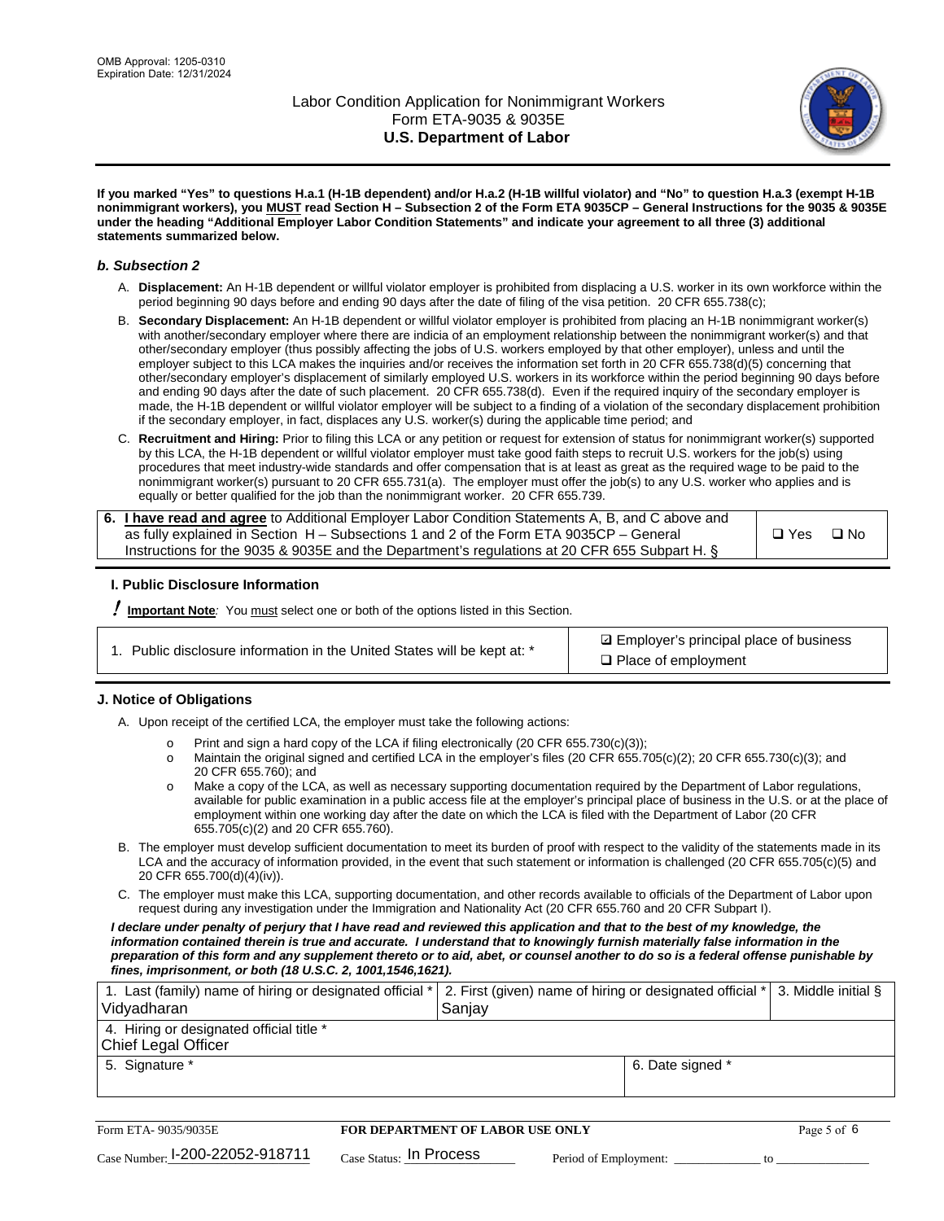**If you marked "Yes" to questions H.a.1 (H-1B dependent) and/or H.a.2 (H-1B willful violator) and "No" to question H.a.3 (exempt H-1B nonimmigrant workers), you MUST read Section H – Subsection 2 of the Form ETA 9035CP – General Instructions for the 9035 & 9035E under the heading "Additional Employer Labor Condition Statements" and indicate your agreement to all three (3) additional statements summarized below.**

### *b. Subsection 2*

A. **Displacement:** An H-1B dependent or willful violator employer is prohibited from displacing a U.S. worker in its own workforce within the period beginning 90 days before and ending 90 days after the date of filing of the visa petition. 20 CFR 655.738(c);

B. **Secondary Displacement:** An H-1B dependent or willful violator employer is prohibited from placing an H-1B nonimmigrant worker(s) with another/secondary employer where there are indicia of an employment relationship between the nonimmigrant worker(s) and that other/secondary employer (thus possibly affecting the jobs of U.S. workers employed by that other employer), unless and until the employer subject to this LCA makes the inquiries and/or receives the information set forth in 20 CFR 655.738(d)(5) concerning that other/secondary employer's displacement of similarly employed U.S. workers in its workforce within the period beginning 90 days before and ending 90 days after the date of such placement. 20 CFR 655.738(d). Even if the required inquiry of the secondary employer is made, the H-1B dependent or willful violator employer will be subject to a finding of a violation of the secondary displacement prohibition if the secondary employer, in fact, displaces any U.S. worker(s) during the applicable time period; and

C. **Recruitment and Hiring:** Prior to filing this LCA or any petition or request for extension of status for nonimmigrant worker(s) supported by this LCA, the H-1B dependent or willful violator employer must take good faith steps to recruit U.S. workers for the job(s) using procedures that meet industry-wide standards and offer compensation that is at least as great as the required wage to be paid to the nonimmigrant worker(s) pursuant to 20 CFR 655.731(a). The employer must offer the job(s) to any U.S. worker who applies and is equally or better qualified for the job than the nonimmigrant worker. 20 CFR 655.739.

| | |
|---|---|
| 6. **I have read and agree** to Additional Employer Labor Condition Statements A, B, and C above and as fully explained in Section H – Subsections 1 and 2 of the Form ETA 9035CP – General Instructions for the 9035 & 9035E and the Department's regulations at 20 CFR 655 Subpart H. § | ❑ Yes ❑ No |

### I. Public Disclosure Information

**! Important Note**: You must select one or both of the options listed in this Section.

| | |
|---|---|
| 1. Public disclosure information in the United States will be kept at: * | ☑ Employer's principal place of business<br>❑ Place of employment |

### J. Notice of Obligations

A. Upon receipt of the certified LCA, the employer must take the following actions:

- o Print and sign a hard copy of the LCA if filing electronically (20 CFR 655.730(c)(3));
- o Maintain the original signed and certified LCA in the employer's files (20 CFR 655.705(c)(2); 20 CFR 655.730(c)(3); and 20 CFR 655.760); and
- o Make a copy of the LCA, as well as necessary supporting documentation required by the Department of Labor regulations, available for public examination in a public access file at the employer's principal place of business in the U.S. or at the place of employment within one working day after the date on which the LCA is filed with the Department of Labor (20 CFR 655.705(c)(2) and 20 CFR 655.760).

B. The employer must develop sufficient documentation to meet its burden of proof with respect to the validity of the statements made in its LCA and the accuracy of information provided, in the event that such statement or information is challenged (20 CFR 655.705(c)(5) and 20 CFR 655.700(d)(4)(iv)).

C. The employer must make this LCA, supporting documentation, and other records available to officials of the Department of Labor upon request during any investigation under the Immigration and Nationality Act (20 CFR 655.760 and 20 CFR Subpart I).

***I declare under penalty of perjury that I have read and reviewed this application and that to the best of my knowledge, the information contained therein is true and accurate. I understand that to knowingly furnish materially false information in the preparation of this form and any supplement thereto or to aid, abet, or counsel another to do so is a federal offense punishable by fines, imprisonment, or both (18 U.S.C. 2, 1001,1546,1621).***

| 1. Last (family) name of hiring or designated official * | 2. First (given) name of hiring or designated official * | 3. Middle initial § |
|---|---|---|
| Vidyadharan | Sanjay | |
| 4. Hiring or designated official title * | | |
| Chief Legal Officer | | |
| 5. Signature * | 6. Date signed * | |
| | | |

| Form ETA- 9035/9035E | FOR DEPARTMENT OF LABOR USE ONLY | |
|---|---|---|
| Case Number: I-200-22052-918711 | Case Status: In Process | Period of Employment: _____________ to _____________ |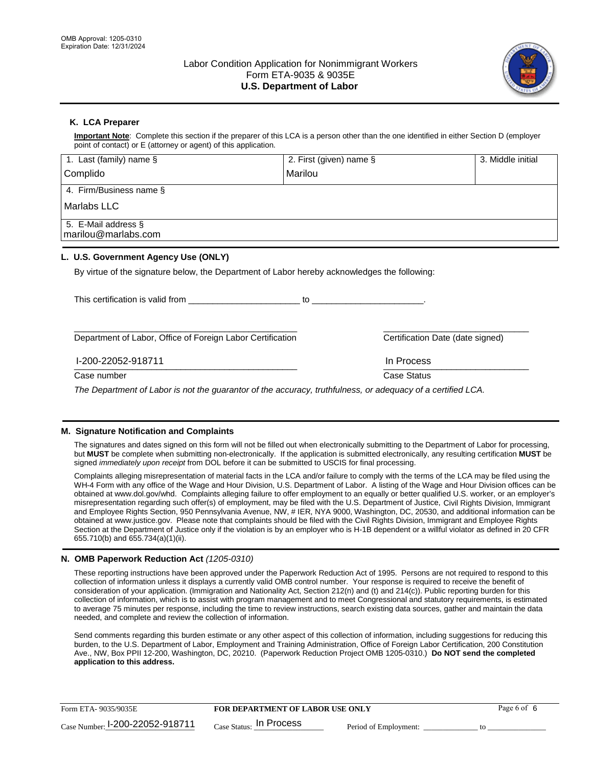OMB Approval: 1205-0310
Expiration Date: 12/31/2024

# Labor Condition Application for Nonimmigrant Workers
## Form ETA-9035 & 9035E
## **U.S. Department of Labor**

### K. LCA Preparer

**Important Note**: Complete this section if the preparer of this LCA is a person other than the one identified in either Section D (employer point of contact) or E (attorney or agent) of this application.

| 1. Last (family) name § | 2. First (given) name § | 3. Middle initial |
|---|---|---|
| Complido | Marilou | |
| 4. Firm/Business name § | | |
| Marlabs LLC | | |
| 5. E-Mail address § | | |
| marilou@marlabs.com | | |

### L. U.S. Government Agency Use (ONLY)

By virtue of the signature below, the Department of Labor hereby acknowledges the following:

This certification is valid from ______________________ to ______________________.

Department of Labor, Office of Foreign Labor Certification ______________________

Certification Date (date signed) ______________________

I-200-22052-918711
Case number

In Process
Case Status

*The Department of Labor is not the guarantor of the accuracy, truthfulness, or adequacy of a certified LCA.*

### M. Signature Notification and Complaints

The signatures and dates signed on this form will not be filled out when electronically submitting to the Department of Labor for processing, but **MUST** be complete when submitting non-electronically. If the application is submitted electronically, any resulting certification **MUST** be signed *immediately upon receipt* from DOL before it can be submitted to USCIS for final processing.

Complaints alleging misrepresentation of material facts in the LCA and/or failure to comply with the terms of the LCA may be filed using the WH-4 Form with any office of the Wage and Hour Division, U.S. Department of Labor. A listing of the Wage and Hour Division offices can be obtained at www.dol.gov/whd. Complaints alleging failure to offer employment to an equally or better qualified U.S. worker, or an employer's misrepresentation regarding such offer(s) of employment, may be filed with the U.S. Department of Justice, Civil Rights Division, Immigrant and Employee Rights Section, 950 Pennsylvania Avenue, NW, # IER, NYA 9000, Washington, DC, 20530, and additional information can be obtained at www.justice.gov. Please note that complaints should be filed with the Civil Rights Division, Immigrant and Employee Rights Section at the Department of Justice only if the violation is by an employer who is H-1B dependent or a willful violator as defined in 20 CFR 655.710(b) and 655.734(a)(1)(ii).

### N. OMB Paperwork Reduction Act *(1205-0310)*

These reporting instructions have been approved under the Paperwork Reduction Act of 1995. Persons are not required to respond to this collection of information unless it displays a currently valid OMB control number. Your response is required to receive the benefit of consideration of your application. (Immigration and Nationality Act, Section 212(n) and (t) and 214(c)). Public reporting burden for this collection of information, which is to assist with program management and to meet Congressional and statutory requirements, is estimated to average 75 minutes per response, including the time to review instructions, search existing data sources, gather and maintain the data needed, and complete and review the collection of information.

Send comments regarding this burden estimate or any other aspect of this collection of information, including suggestions for reducing this burden, to the U.S. Department of Labor, Employment and Training Administration, Office of Foreign Labor Certification, 200 Constitution Ave., NW, Box PPII 12-200, Washington, DC, 20210. (Paperwork Reduction Project OMB 1205-0310.) **Do NOT send the completed application to this address.**

Form ETA- 9035/9035E | **FOR DEPARTMENT OF LABOR USE ONLY**

Case Number: I-200-22052-918711 | Case Status: In Process | Period of Employment: ______________ to ______________